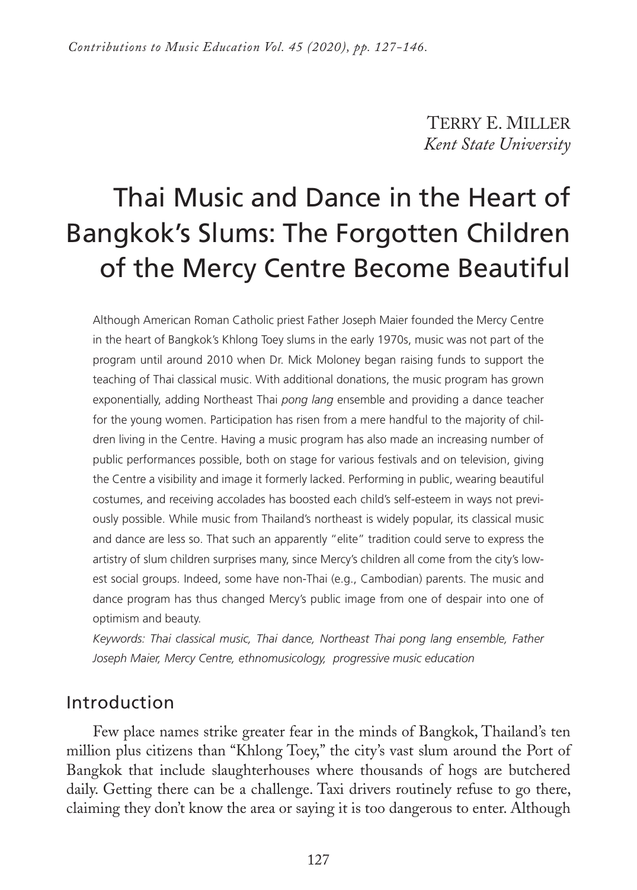Terry E. Miller
*Kent State University*

# Thai Music and Dance in the Heart of Bangkok's Slums: The Forgotten Children of the Mercy Centre Become Beautiful

Although American Roman Catholic priest Father Joseph Maier founded the Mercy Centre in the heart of Bangkok's Khlong Toey slums in the early 1970s, music was not part of the program until around 2010 when Dr. Mick Moloney began raising funds to support the teaching of Thai classical music. With additional donations, the music program has grown exponentially, adding Northeast Thai *pong lang* ensemble and providing a dance teacher for the young women. Participation has risen from a mere handful to the majority of children living in the Centre. Having a music program has also made an increasing number of public performances possible, both on stage for various festivals and on television, giving the Centre a visibility and image it formerly lacked. Performing in public, wearing beautiful costumes, and receiving accolades has boosted each child's self-esteem in ways not previously possible. While music from Thailand's northeast is widely popular, its classical music and dance are less so. That such an apparently "elite" tradition could serve to express the artistry of slum children surprises many, since Mercy's children all come from the city's lowest social groups. Indeed, some have non-Thai (e.g., Cambodian) parents. The music and dance program has thus changed Mercy's public image from one of despair into one of optimism and beauty.

*Keywords: Thai classical music, Thai dance, Northeast Thai pong lang ensemble, Father Joseph Maier, Mercy Centre, ethnomusicology, progressive music education*

## Introduction

Few place names strike greater fear in the minds of Bangkok, Thailand's ten million plus citizens than "Khlong Toey," the city's vast slum around the Port of Bangkok that include slaughterhouses where thousands of hogs are butchered daily. Getting there can be a challenge. Taxi drivers routinely refuse to go there, claiming they don't know the area or saying it is too dangerous to enter. Although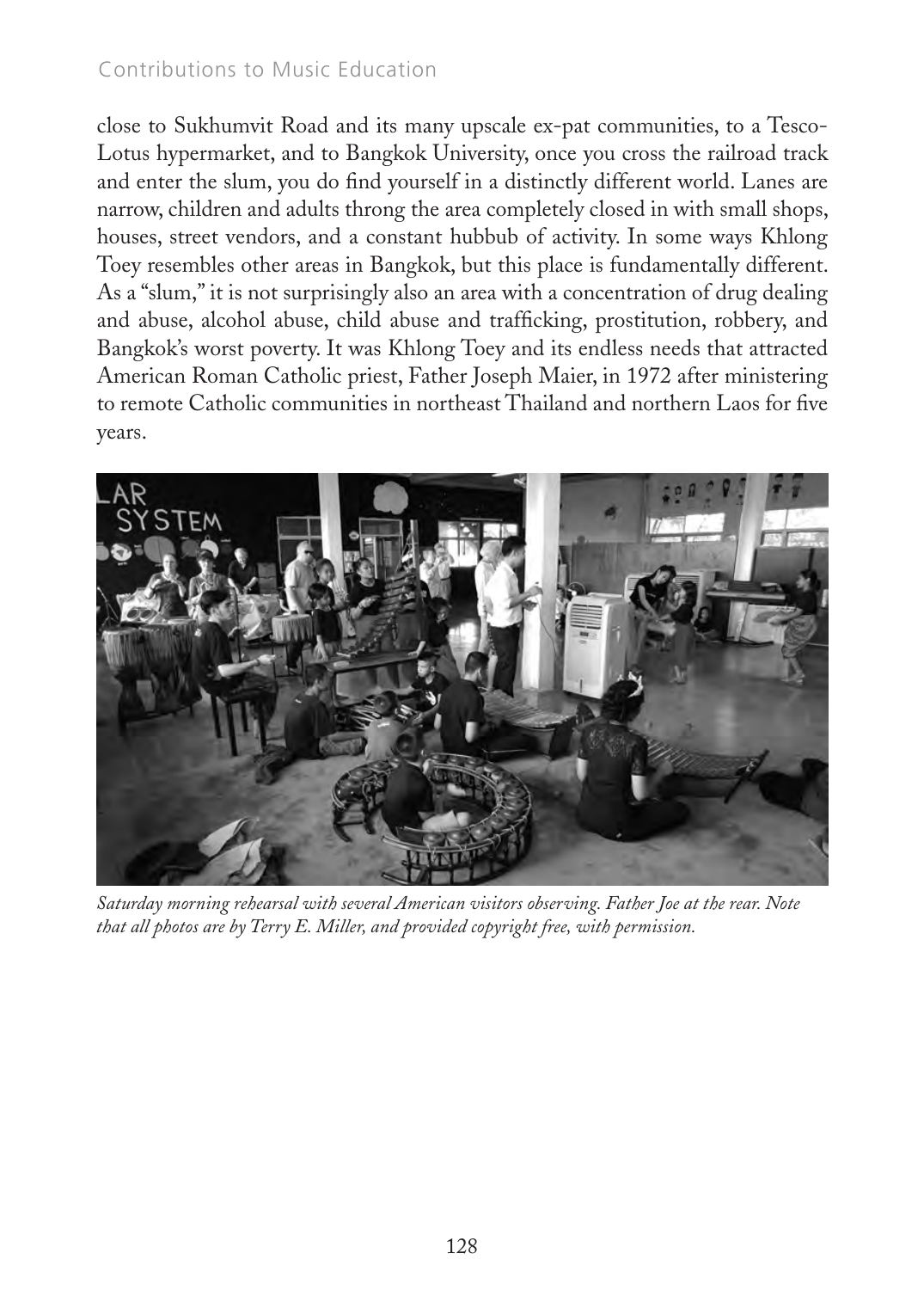close to Sukhumvit Road and its many upscale ex-pat communities, to a Tesco-Lotus hypermarket, and to Bangkok University, once you cross the railroad track and enter the slum, you do find yourself in a distinctly different world. Lanes are narrow, children and adults throng the area completely closed in with small shops, houses, street vendors, and a constant hubbub of activity. In some ways Khlong Toey resembles other areas in Bangkok, but this place is fundamentally different. As a "slum," it is not surprisingly also an area with a concentration of drug dealing and abuse, alcohol abuse, child abuse and trafficking, prostitution, robbery, and Bangkok's worst poverty. It was Khlong Toey and its endless needs that attracted American Roman Catholic priest, Father Joseph Maier, in 1972 after ministering to remote Catholic communities in northeast Thailand and northern Laos for five years.

*Saturday morning rehearsal with several American visitors observing. Father Joe at the rear. Note that all photos are by Terry E. Miller, and provided copyright free, with permission.*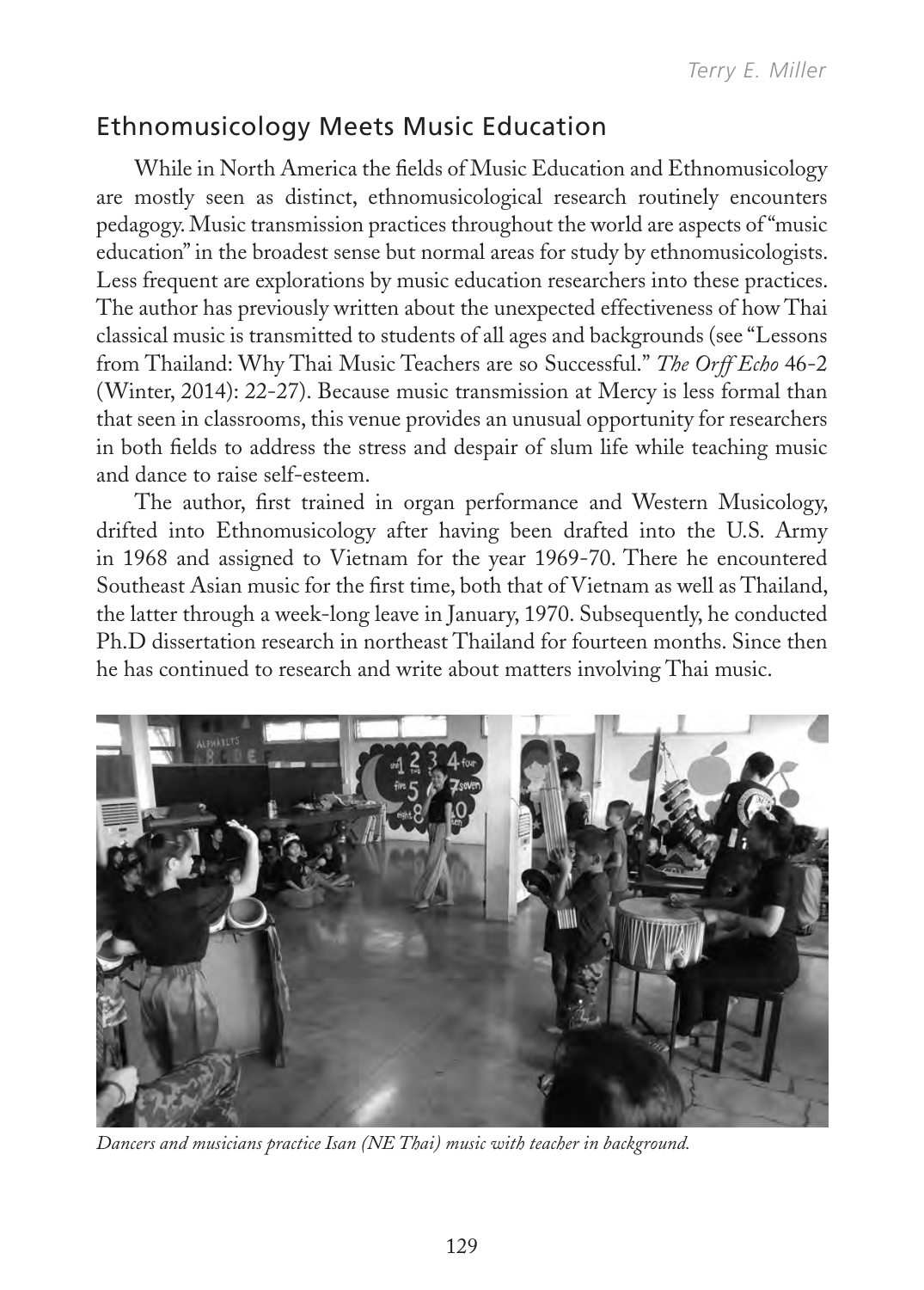## Ethnomusicology Meets Music Education

While in North America the fields of Music Education and Ethnomusicology are mostly seen as distinct, ethnomusicological research routinely encounters pedagogy. Music transmission practices throughout the world are aspects of "music education" in the broadest sense but normal areas for study by ethnomusicologists. Less frequent are explorations by music education researchers into these practices. The author has previously written about the unexpected effectiveness of how Thai classical music is transmitted to students of all ages and backgrounds (see "Lessons from Thailand: Why Thai Music Teachers are so Successful." *The Orff Echo* 46-2 (Winter, 2014): 22-27). Because music transmission at Mercy is less formal than that seen in classrooms, this venue provides an unusual opportunity for researchers in both fields to address the stress and despair of slum life while teaching music and dance to raise self-esteem.

The author, first trained in organ performance and Western Musicology, drifted into Ethnomusicology after having been drafted into the U.S. Army in 1968 and assigned to Vietnam for the year 1969-70. There he encountered Southeast Asian music for the first time, both that of Vietnam as well as Thailand, the latter through a week-long leave in January, 1970. Subsequently, he conducted Ph.D dissertation research in northeast Thailand for fourteen months. Since then he has continued to research and write about matters involving Thai music.

*Dancers and musicians practice Isan (NE Thai) music with teacher in background.*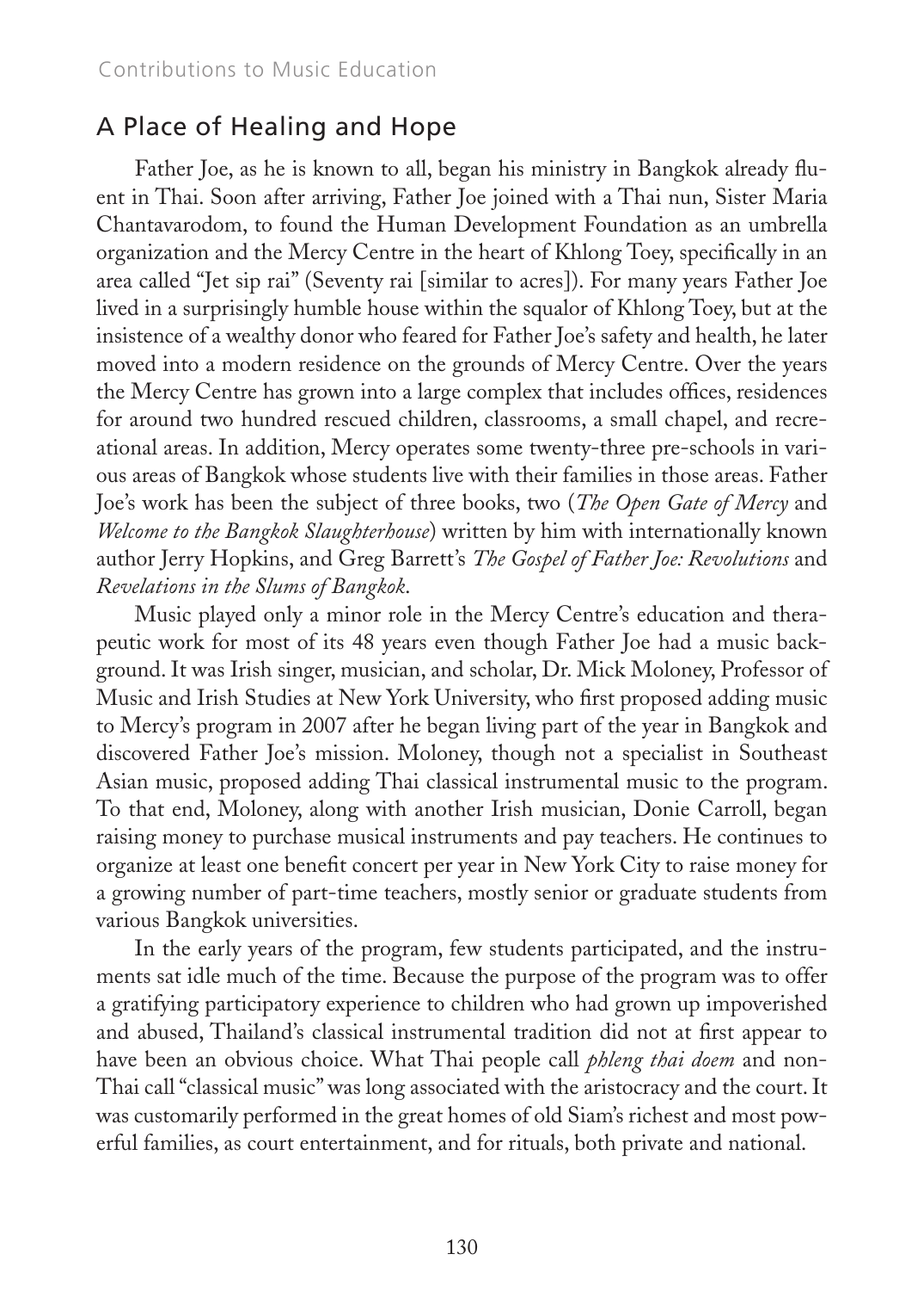## A Place of Healing and Hope

Father Joe, as he is known to all, began his ministry in Bangkok already fluent in Thai. Soon after arriving, Father Joe joined with a Thai nun, Sister Maria Chantavarodom, to found the Human Development Foundation as an umbrella organization and the Mercy Centre in the heart of Khlong Toey, specifically in an area called "Jet sip rai" (Seventy rai [similar to acres]). For many years Father Joe lived in a surprisingly humble house within the squalor of Khlong Toey, but at the insistence of a wealthy donor who feared for Father Joe's safety and health, he later moved into a modern residence on the grounds of Mercy Centre. Over the years the Mercy Centre has grown into a large complex that includes offices, residences for around two hundred rescued children, classrooms, a small chapel, and recreational areas. In addition, Mercy operates some twenty-three pre-schools in various areas of Bangkok whose students live with their families in those areas. Father Joe's work has been the subject of three books, two (*The Open Gate of Mercy* and *Welcome to the Bangkok Slaughterhouse*) written by him with internationally known author Jerry Hopkins, and Greg Barrett's *The Gospel of Father Joe: Revolutions* and *Revelations in the Slums of Bangkok*.

Music played only a minor role in the Mercy Centre's education and therapeutic work for most of its 48 years even though Father Joe had a music background. It was Irish singer, musician, and scholar, Dr. Mick Moloney, Professor of Music and Irish Studies at New York University, who first proposed adding music to Mercy's program in 2007 after he began living part of the year in Bangkok and discovered Father Joe's mission. Moloney, though not a specialist in Southeast Asian music, proposed adding Thai classical instrumental music to the program. To that end, Moloney, along with another Irish musician, Donie Carroll, began raising money to purchase musical instruments and pay teachers. He continues to organize at least one benefit concert per year in New York City to raise money for a growing number of part-time teachers, mostly senior or graduate students from various Bangkok universities.

In the early years of the program, few students participated, and the instruments sat idle much of the time. Because the purpose of the program was to offer a gratifying participatory experience to children who had grown up impoverished and abused, Thailand's classical instrumental tradition did not at first appear to have been an obvious choice. What Thai people call *phleng thai doem* and non-Thai call "classical music" was long associated with the aristocracy and the court. It was customarily performed in the great homes of old Siam's richest and most powerful families, as court entertainment, and for rituals, both private and national.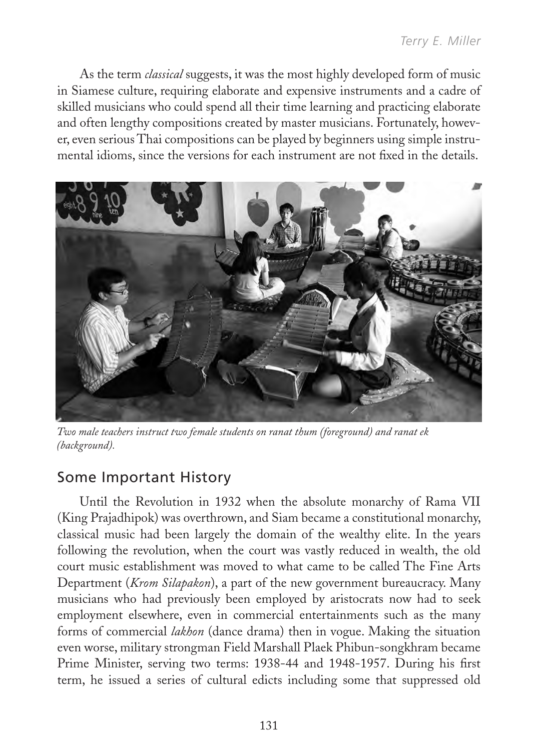As the term *classical* suggests, it was the most highly developed form of music in Siamese culture, requiring elaborate and expensive instruments and a cadre of skilled musicians who could spend all their time learning and practicing elaborate and often lengthy compositions created by master musicians. Fortunately, however, even serious Thai compositions can be played by beginners using simple instrumental idioms, since the versions for each instrument are not fixed in the details.

*Two male teachers instruct two female students on ranat thum (foreground) and ranat ek (background).*

## Some Important History

Until the Revolution in 1932 when the absolute monarchy of Rama VII (King Prajadhipok) was overthrown, and Siam became a constitutional monarchy, classical music had been largely the domain of the wealthy elite. In the years following the revolution, when the court was vastly reduced in wealth, the old court music establishment was moved to what came to be called The Fine Arts Department (*Krom Silapakon*), a part of the new government bureaucracy. Many musicians who had previously been employed by aristocrats now had to seek employment elsewhere, even in commercial entertainments such as the many forms of commercial *lakhon* (dance drama) then in vogue. Making the situation even worse, military strongman Field Marshall Plaek Phibun-songkhram became Prime Minister, serving two terms: 1938-44 and 1948-1957. During his first term, he issued a series of cultural edicts including some that suppressed old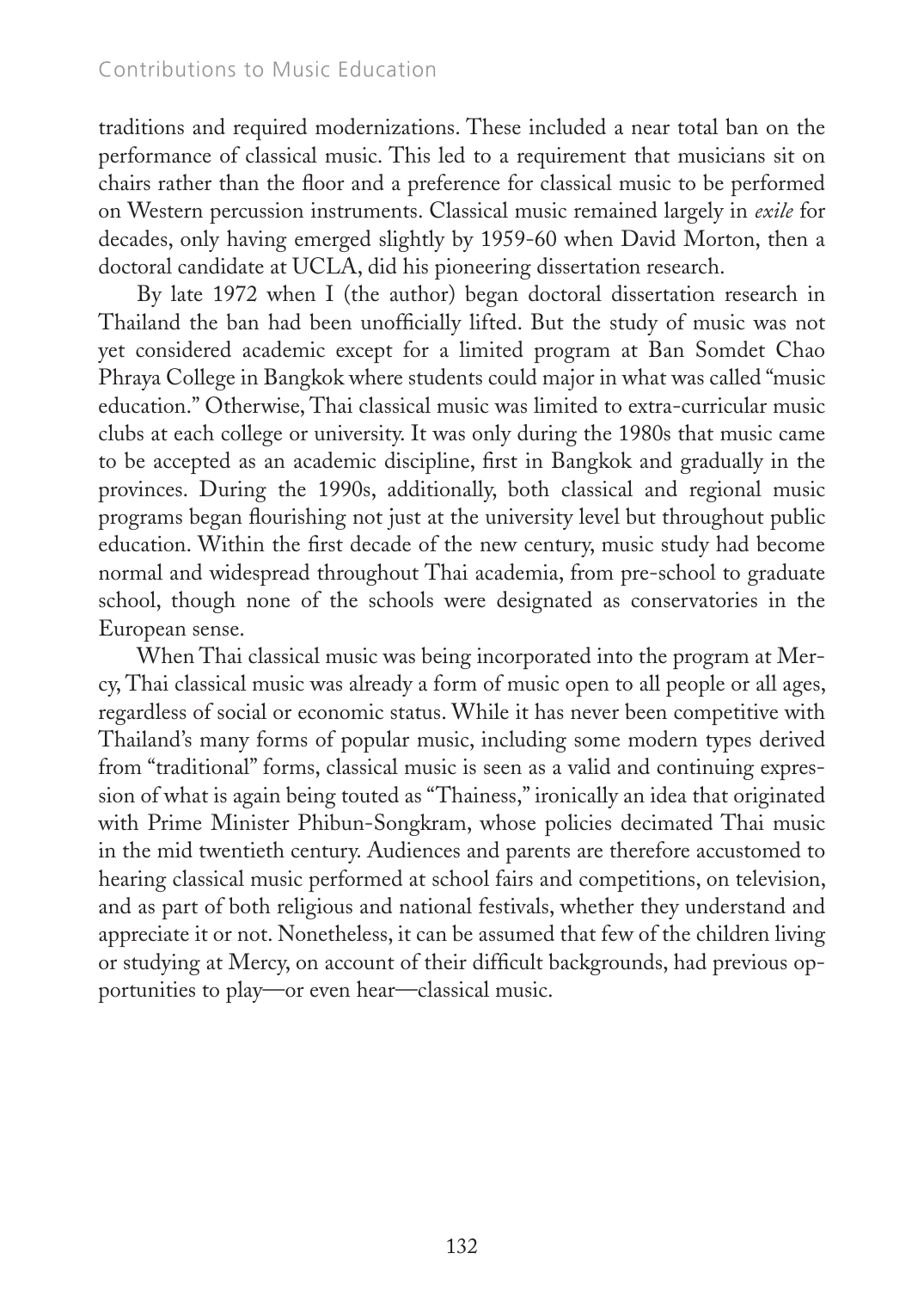traditions and required modernizations. These included a near total ban on the performance of classical music. This led to a requirement that musicians sit on chairs rather than the floor and a preference for classical music to be performed on Western percussion instruments. Classical music remained largely in *exile* for decades, only having emerged slightly by 1959-60 when David Morton, then a doctoral candidate at UCLA, did his pioneering dissertation research.

By late 1972 when I (the author) began doctoral dissertation research in Thailand the ban had been unofficially lifted. But the study of music was not yet considered academic except for a limited program at Ban Somdet Chao Phraya College in Bangkok where students could major in what was called "music education." Otherwise, Thai classical music was limited to extra-curricular music clubs at each college or university. It was only during the 1980s that music came to be accepted as an academic discipline, first in Bangkok and gradually in the provinces. During the 1990s, additionally, both classical and regional music programs began flourishing not just at the university level but throughout public education. Within the first decade of the new century, music study had become normal and widespread throughout Thai academia, from pre-school to graduate school, though none of the schools were designated as conservatories in the European sense.

When Thai classical music was being incorporated into the program at Mercy, Thai classical music was already a form of music open to all people or all ages, regardless of social or economic status. While it has never been competitive with Thailand's many forms of popular music, including some modern types derived from "traditional" forms, classical music is seen as a valid and continuing expression of what is again being touted as "Thainess," ironically an idea that originated with Prime Minister Phibun-Songkram, whose policies decimated Thai music in the mid twentieth century. Audiences and parents are therefore accustomed to hearing classical music performed at school fairs and competitions, on television, and as part of both religious and national festivals, whether they understand and appreciate it or not. Nonetheless, it can be assumed that few of the children living or studying at Mercy, on account of their difficult backgrounds, had previous opportunities to play—or even hear—classical music.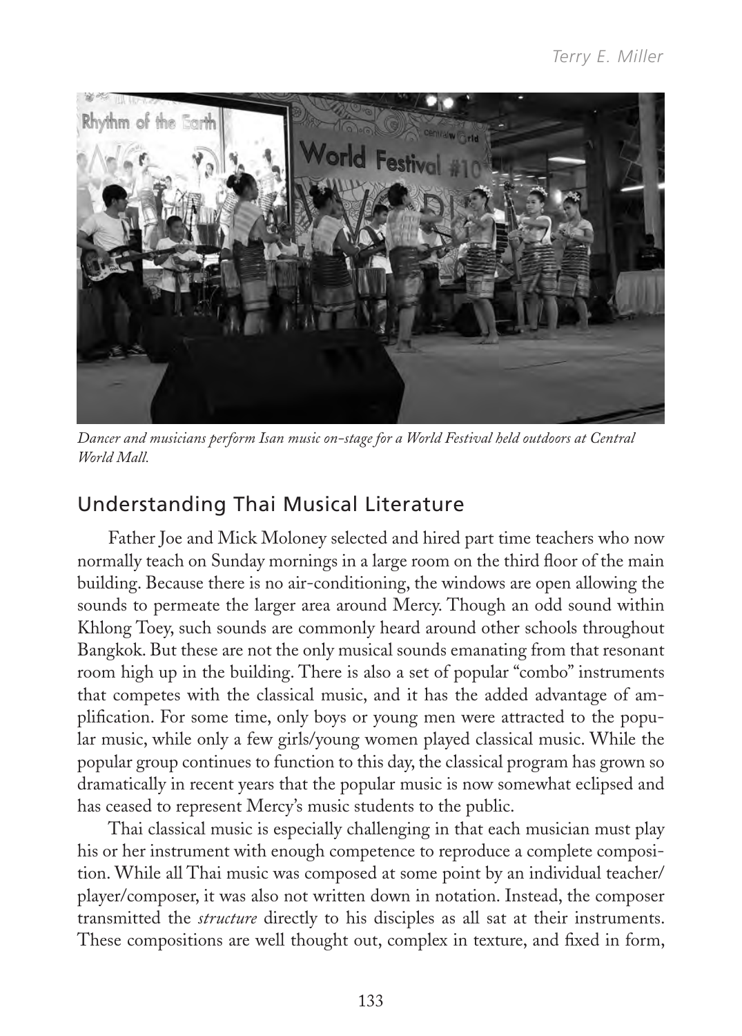*Dancer and musicians perform Isan music on-stage for a World Festival held outdoors at Central World Mall.*

## Understanding Thai Musical Literature

Father Joe and Mick Moloney selected and hired part time teachers who now normally teach on Sunday mornings in a large room on the third floor of the main building. Because there is no air-conditioning, the windows are open allowing the sounds to permeate the larger area around Mercy. Though an odd sound within Khlong Toey, such sounds are commonly heard around other schools throughout Bangkok. But these are not the only musical sounds emanating from that resonant room high up in the building. There is also a set of popular "combo" instruments that competes with the classical music, and it has the added advantage of amplification. For some time, only boys or young men were attracted to the popular music, while only a few girls/young women played classical music. While the popular group continues to function to this day, the classical program has grown so dramatically in recent years that the popular music is now somewhat eclipsed and has ceased to represent Mercy's music students to the public.

Thai classical music is especially challenging in that each musician must play his or her instrument with enough competence to reproduce a complete composition. While all Thai music was composed at some point by an individual teacher/player/composer, it was also not written down in notation. Instead, the composer transmitted the *structure* directly to his disciples as all sat at their instruments. These compositions are well thought out, complex in texture, and fixed in form,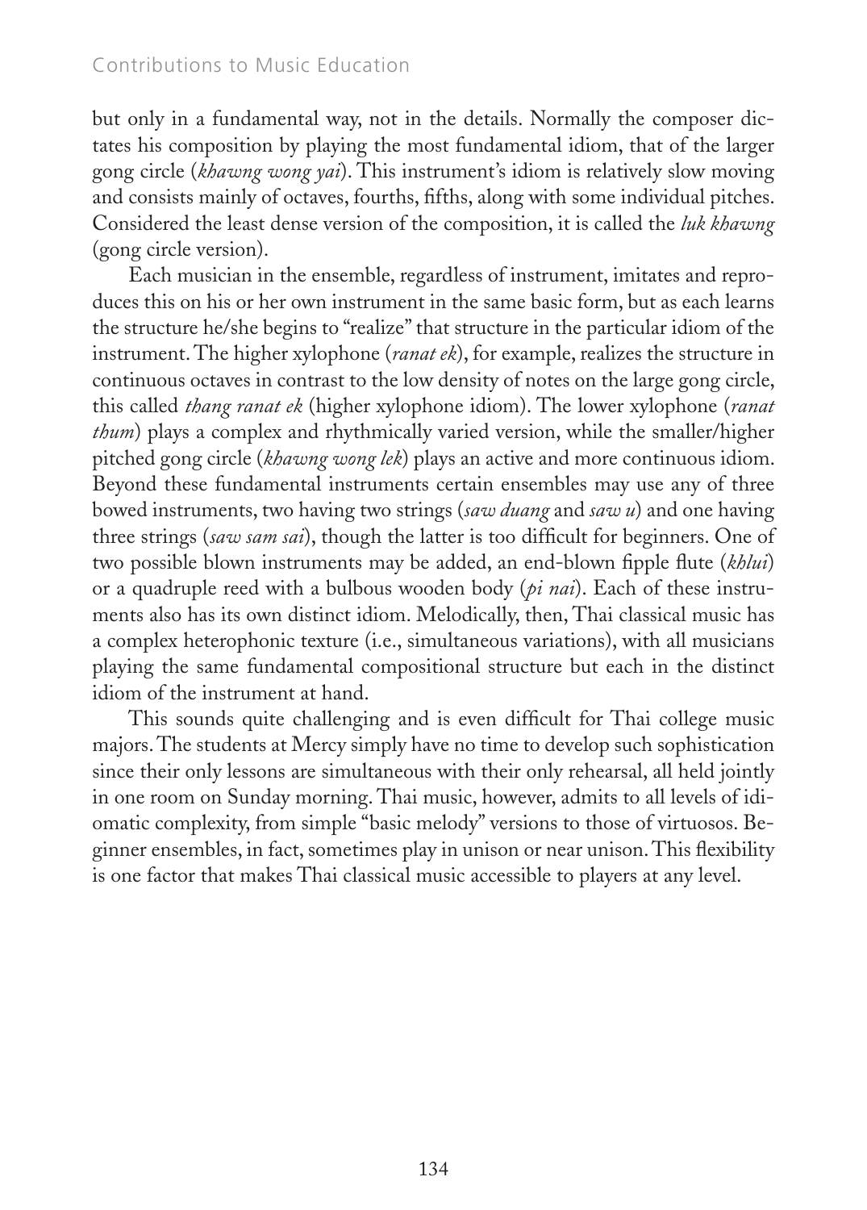but only in a fundamental way, not in the details. Normally the composer dictates his composition by playing the most fundamental idiom, that of the larger gong circle (*khawng wong yai*). This instrument's idiom is relatively slow moving and consists mainly of octaves, fourths, fifths, along with some individual pitches. Considered the least dense version of the composition, it is called the *luk khawng* (gong circle version).

Each musician in the ensemble, regardless of instrument, imitates and reproduces this on his or her own instrument in the same basic form, but as each learns the structure he/she begins to "realize" that structure in the particular idiom of the instrument. The higher xylophone (*ranat ek*), for example, realizes the structure in continuous octaves in contrast to the low density of notes on the large gong circle, this called *thang ranat ek* (higher xylophone idiom). The lower xylophone (*ranat thum*) plays a complex and rhythmically varied version, while the smaller/higher pitched gong circle (*khawng wong lek*) plays an active and more continuous idiom. Beyond these fundamental instruments certain ensembles may use any of three bowed instruments, two having two strings (*saw duang* and *saw u*) and one having three strings (*saw sam sai*), though the latter is too difficult for beginners. One of two possible blown instruments may be added, an end-blown fipple flute (*khlui*) or a quadruple reed with a bulbous wooden body (*pi nai*). Each of these instruments also has its own distinct idiom. Melodically, then, Thai classical music has a complex heterophonic texture (i.e., simultaneous variations), with all musicians playing the same fundamental compositional structure but each in the distinct idiom of the instrument at hand.

This sounds quite challenging and is even difficult for Thai college music majors. The students at Mercy simply have no time to develop such sophistication since their only lessons are simultaneous with their only rehearsal, all held jointly in one room on Sunday morning. Thai music, however, admits to all levels of idiomatic complexity, from simple "basic melody" versions to those of virtuosos. Beginner ensembles, in fact, sometimes play in unison or near unison. This flexibility is one factor that makes Thai classical music accessible to players at any level.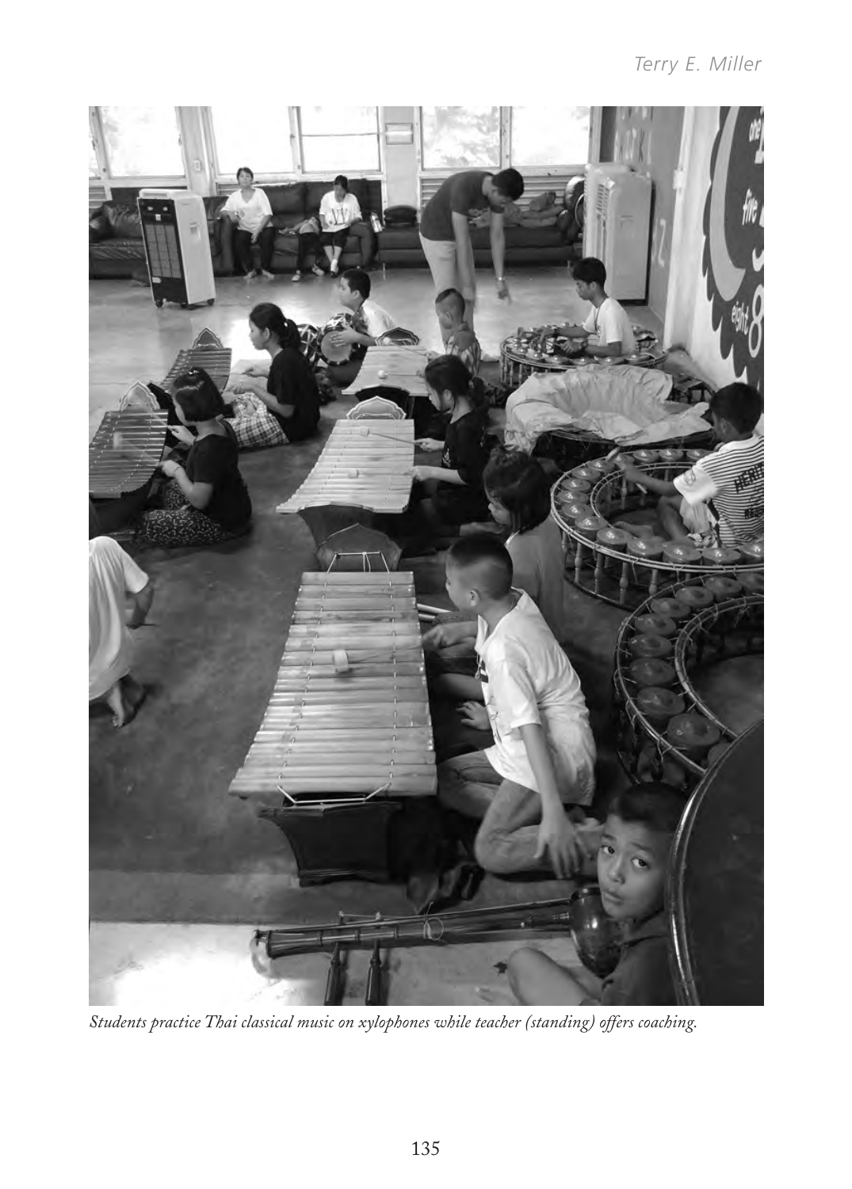*Students practice Thai classical music on xylophones while teacher (standing) offers coaching.*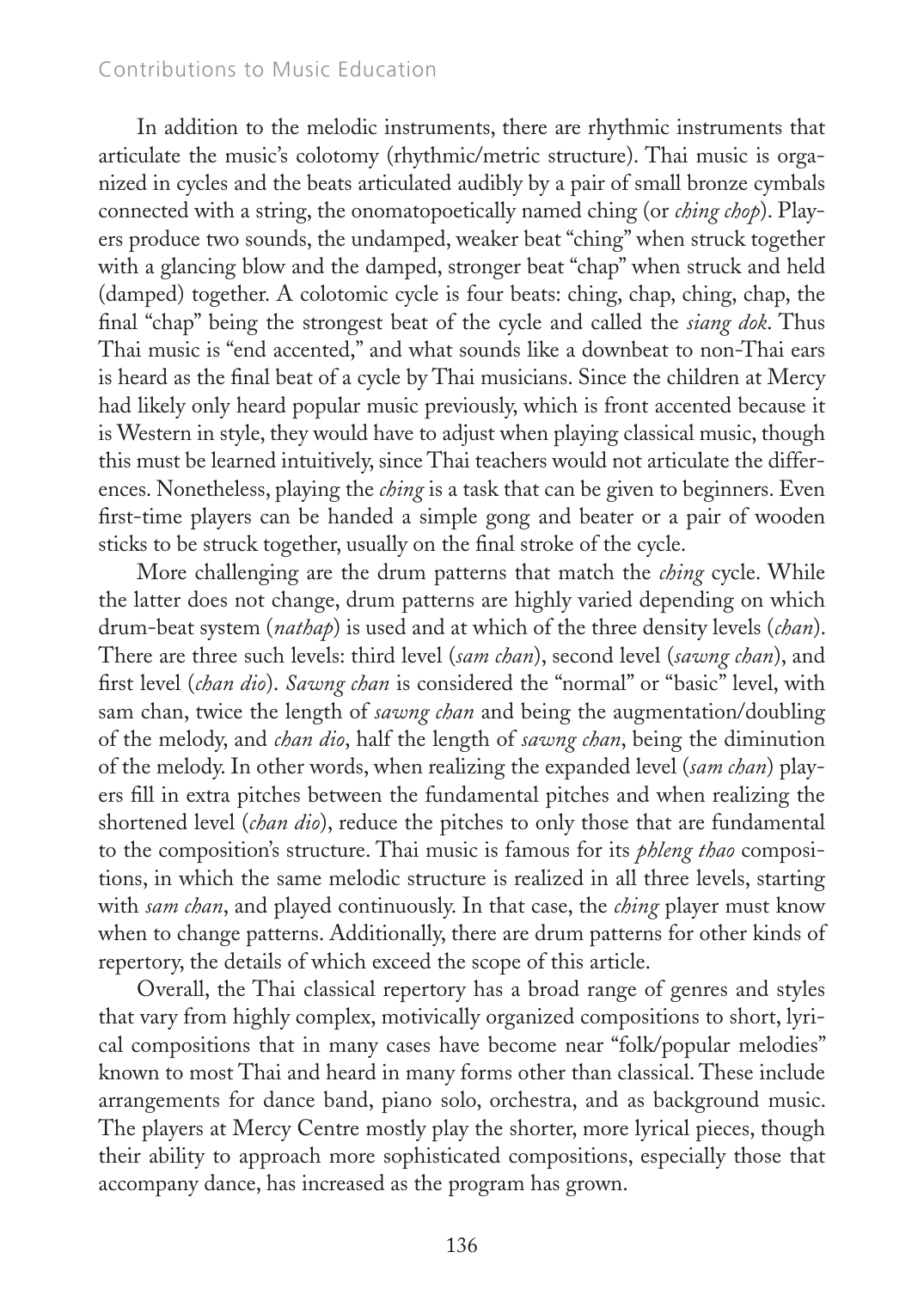In addition to the melodic instruments, there are rhythmic instruments that articulate the music's colotomy (rhythmic/metric structure). Thai music is organized in cycles and the beats articulated audibly by a pair of small bronze cymbals connected with a string, the onomatopoetically named ching (or *ching chap*). Players produce two sounds, the undamped, weaker beat "ching" when struck together with a glancing blow and the damped, stronger beat "chap" when struck and held (damped) together. A colotomic cycle is four beats: ching, chap, ching, chap, the final "chap" being the strongest beat of the cycle and called the *siang dok*. Thus Thai music is "end accented," and what sounds like a downbeat to non-Thai ears is heard as the final beat of a cycle by Thai musicians. Since the children at Mercy had likely only heard popular music previously, which is front accented because it is Western in style, they would have to adjust when playing classical music, though this must be learned intuitively, since Thai teachers would not articulate the differences. Nonetheless, playing the *ching* is a task that can be given to beginners. Even first-time players can be handed a simple gong and beater or a pair of wooden sticks to be struck together, usually on the final stroke of the cycle.

More challenging are the drum patterns that match the *ching* cycle. While the latter does not change, drum patterns are highly varied depending on which drum-beat system (*nathap*) is used and at which of the three density levels (*chan*). There are three such levels: third level (*sam chan*), second level (*sawng chan*), and first level (*chan dio*). *Sawng chan* is considered the "normal" or "basic" level, with sam chan, twice the length of *sawng chan* and being the augmentation/doubling of the melody, and *chan dio*, half the length of *sawng chan*, being the diminution of the melody. In other words, when realizing the expanded level (*sam chan*) players fill in extra pitches between the fundamental pitches and when realizing the shortened level (*chan dio*), reduce the pitches to only those that are fundamental to the composition's structure. Thai music is famous for its *phleng thao* compositions, in which the same melodic structure is realized in all three levels, starting with *sam chan*, and played continuously. In that case, the *ching* player must know when to change patterns. Additionally, there are drum patterns for other kinds of repertory, the details of which exceed the scope of this article.

Overall, the Thai classical repertory has a broad range of genres and styles that vary from highly complex, motivically organized compositions to short, lyrical compositions that in many cases have become near "folk/popular melodies" known to most Thai and heard in many forms other than classical. These include arrangements for dance band, piano solo, orchestra, and as background music. The players at Mercy Centre mostly play the shorter, more lyrical pieces, though their ability to approach more sophisticated compositions, especially those that accompany dance, has increased as the program has grown.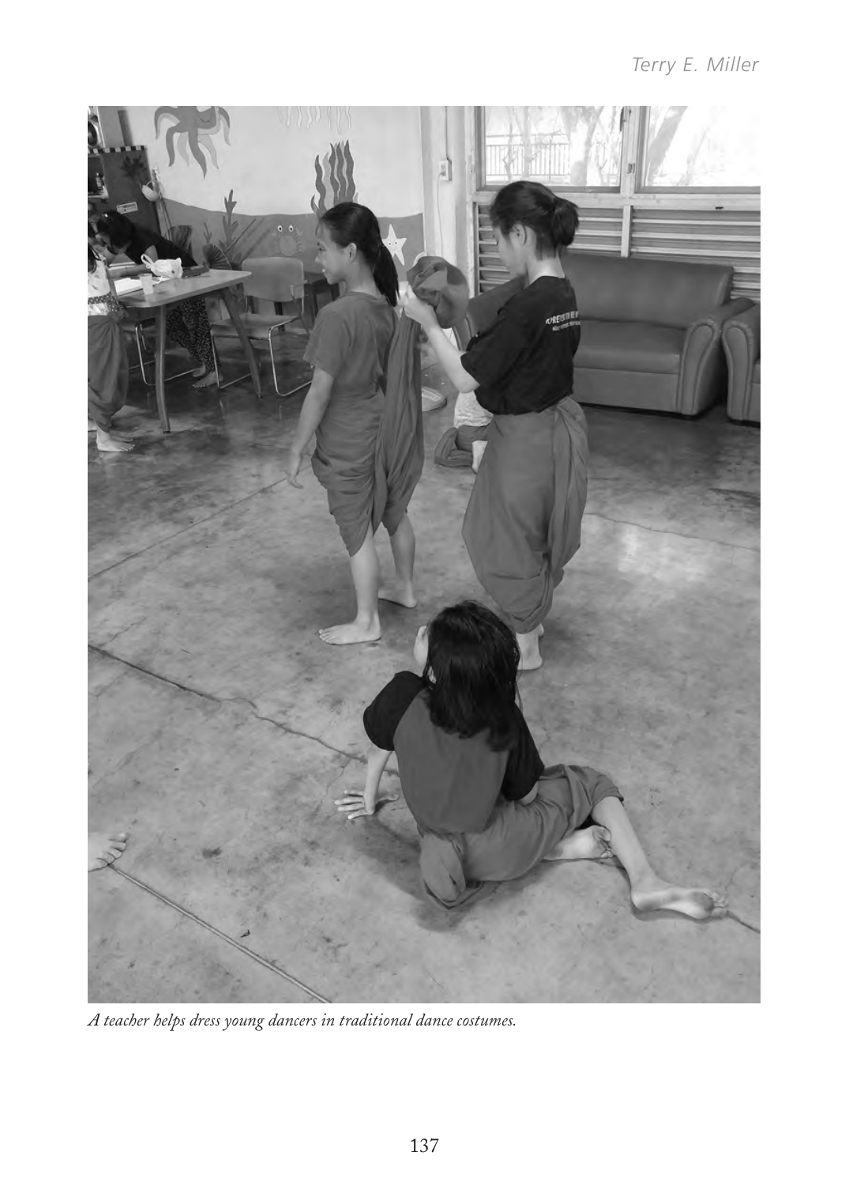*A teacher helps dress young dancers in traditional dance costumes.*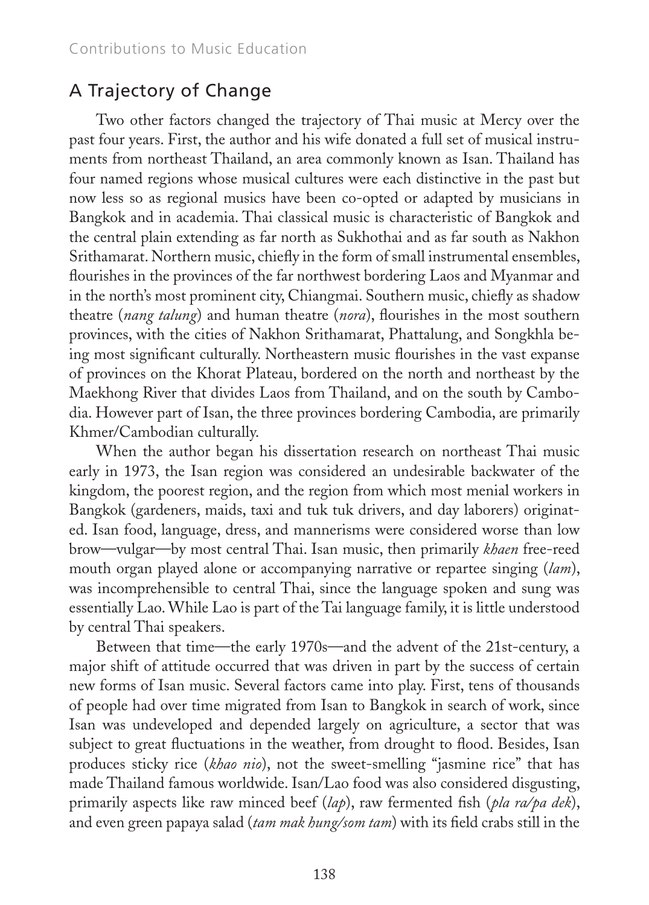## A Trajectory of Change

Two other factors changed the trajectory of Thai music at Mercy over the past four years. First, the author and his wife donated a full set of musical instruments from northeast Thailand, an area commonly known as Isan. Thailand has four named regions whose musical cultures were each distinctive in the past but now less so as regional musics have been co-opted or adapted by musicians in Bangkok and in academia. Thai classical music is characteristic of Bangkok and the central plain extending as far north as Sukhothai and as far south as Nakhon Srithamarat. Northern music, chiefly in the form of small instrumental ensembles, flourishes in the provinces of the far northwest bordering Laos and Myanmar and in the north's most prominent city, Chiangmai. Southern music, chiefly as shadow theatre (*nang talung*) and human theatre (*nora*), flourishes in the most southern provinces, with the cities of Nakhon Srithamarat, Phattalung, and Songkhla being most significant culturally. Northeastern music flourishes in the vast expanse of provinces on the Khorat Plateau, bordered on the north and northeast by the Maekhong River that divides Laos from Thailand, and on the south by Cambodia. However part of Isan, the three provinces bordering Cambodia, are primarily Khmer/Cambodian culturally.

When the author began his dissertation research on northeast Thai music early in 1973, the Isan region was considered an undesirable backwater of the kingdom, the poorest region, and the region from which most menial workers in Bangkok (gardeners, maids, taxi and tuk tuk drivers, and day laborers) originated. Isan food, language, dress, and mannerisms were considered worse than low brow—vulgar—by most central Thai. Isan music, then primarily *khaen* free-reed mouth organ played alone or accompanying narrative or repartee singing (*lam*), was incomprehensible to central Thai, since the language spoken and sung was essentially Lao. While Lao is part of the Tai language family, it is little understood by central Thai speakers.

Between that time—the early 1970s—and the advent of the 21st-century, a major shift of attitude occurred that was driven in part by the success of certain new forms of Isan music. Several factors came into play. First, tens of thousands of people had over time migrated from Isan to Bangkok in search of work, since Isan was undeveloped and depended largely on agriculture, a sector that was subject to great fluctuations in the weather, from drought to flood. Besides, Isan produces sticky rice (*khao nio*), not the sweet-smelling "jasmine rice" that has made Thailand famous worldwide. Isan/Lao food was also considered disgusting, primarily aspects like raw minced beef (*lap*), raw fermented fish (*pla ra/pa dek*), and even green papaya salad (*tam mak hung/som tam*) with its field crabs still in the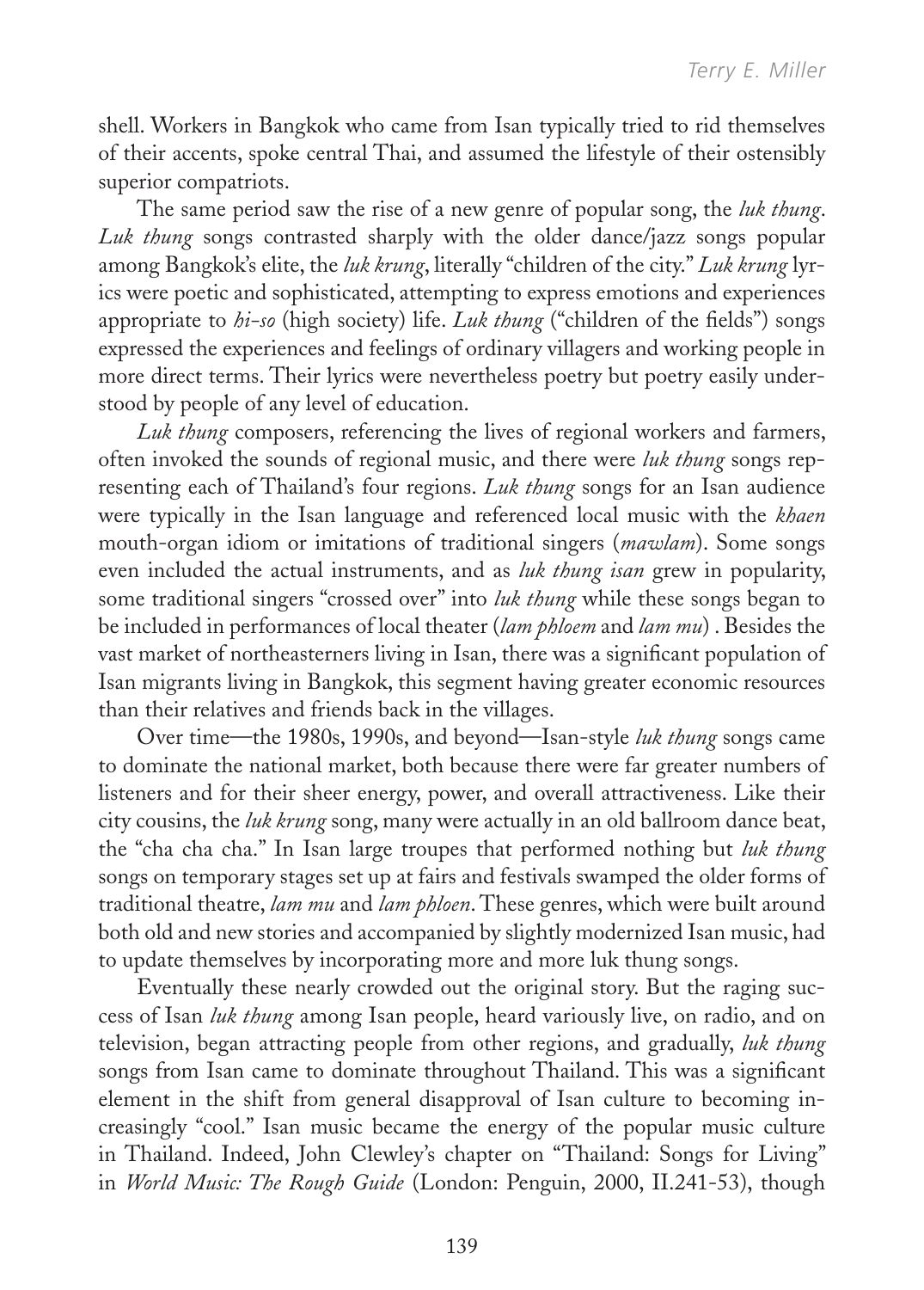shell. Workers in Bangkok who came from Isan typically tried to rid themselves of their accents, spoke central Thai, and assumed the lifestyle of their ostensibly superior compatriots.

The same period saw the rise of a new genre of popular song, the *luk thung*. *Luk thung* songs contrasted sharply with the older dance/jazz songs popular among Bangkok's elite, the *luk krung*, literally "children of the city." *Luk krung* lyrics were poetic and sophisticated, attempting to express emotions and experiences appropriate to *hi-so* (high society) life. *Luk thung* ("children of the fields") songs expressed the experiences and feelings of ordinary villagers and working people in more direct terms. Their lyrics were nevertheless poetry but poetry easily understood by people of any level of education.

*Luk thung* composers, referencing the lives of regional workers and farmers, often invoked the sounds of regional music, and there were *luk thung* songs representing each of Thailand's four regions. *Luk thung* songs for an Isan audience were typically in the Isan language and referenced local music with the *khaen* mouth-organ idiom or imitations of traditional singers (*mawlam*). Some songs even included the actual instruments, and as *luk thung isan* grew in popularity, some traditional singers "crossed over" into *luk thung* while these songs began to be included in performances of local theater (*lam phloem* and *lam mu*) . Besides the vast market of northeasterners living in Isan, there was a significant population of Isan migrants living in Bangkok, this segment having greater economic resources than their relatives and friends back in the villages.

Over time—the 1980s, 1990s, and beyond—Isan-style *luk thung* songs came to dominate the national market, both because there were far greater numbers of listeners and for their sheer energy, power, and overall attractiveness. Like their city cousins, the *luk krung* song, many were actually in an old ballroom dance beat, the "cha cha cha." In Isan large troupes that performed nothing but *luk thung* songs on temporary stages set up at fairs and festivals swamped the older forms of traditional theatre, *lam mu* and *lam phloen*. These genres, which were built around both old and new stories and accompanied by slightly modernized Isan music, had to update themselves by incorporating more and more luk thung songs.

Eventually these nearly crowded out the original story. But the raging success of Isan *luk thung* among Isan people, heard variously live, on radio, and on television, began attracting people from other regions, and gradually, *luk thung* songs from Isan came to dominate throughout Thailand. This was a significant element in the shift from general disapproval of Isan culture to becoming increasingly "cool." Isan music became the energy of the popular music culture in Thailand. Indeed, John Clewley's chapter on "Thailand: Songs for Living" in *World Music: The Rough Guide* (London: Penguin, 2000, II.241-53), though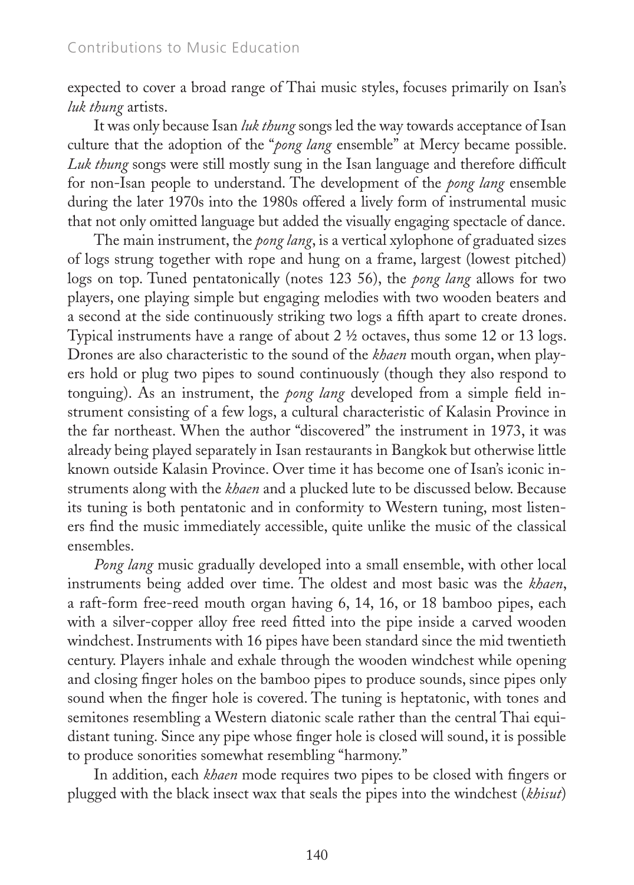expected to cover a broad range of Thai music styles, focuses primarily on Isan's *luk thung* artists.

It was only because Isan *luk thung* songs led the way towards acceptance of Isan culture that the adoption of the "*pong lang* ensemble" at Mercy became possible. *Luk thung* songs were still mostly sung in the Isan language and therefore difficult for non-Isan people to understand. The development of the *pong lang* ensemble during the later 1970s into the 1980s offered a lively form of instrumental music that not only omitted language but added the visually engaging spectacle of dance.

The main instrument, the *pong lang*, is a vertical xylophone of graduated sizes of logs strung together with rope and hung on a frame, largest (lowest pitched) logs on top. Tuned pentatonically (notes 123 56), the *pong lang* allows for two players, one playing simple but engaging melodies with two wooden beaters and a second at the side continuously striking two logs a fifth apart to create drones. Typical instruments have a range of about 2 ½ octaves, thus some 12 or 13 logs. Drones are also characteristic to the sound of the *khaen* mouth organ, when players hold or plug two pipes to sound continuously (though they also respond to tonguing). As an instrument, the *pong lang* developed from a simple field instrument consisting of a few logs, a cultural characteristic of Kalasin Province in the far northeast. When the author "discovered" the instrument in 1973, it was already being played separately in Isan restaurants in Bangkok but otherwise little known outside Kalasin Province. Over time it has become one of Isan's iconic instruments along with the *khaen* and a plucked lute to be discussed below. Because its tuning is both pentatonic and in conformity to Western tuning, most listeners find the music immediately accessible, quite unlike the music of the classical ensembles.

*Pong lang* music gradually developed into a small ensemble, with other local instruments being added over time. The oldest and most basic was the *khaen*, a raft-form free-reed mouth organ having 6, 14, 16, or 18 bamboo pipes, each with a silver-copper alloy free reed fitted into the pipe inside a carved wooden windchest. Instruments with 16 pipes have been standard since the mid twentieth century. Players inhale and exhale through the wooden windchest while opening and closing finger holes on the bamboo pipes to produce sounds, since pipes only sound when the finger hole is covered. The tuning is heptatonic, with tones and semitones resembling a Western diatonic scale rather than the central Thai equidistant tuning. Since any pipe whose finger hole is closed will sound, it is possible to produce sonorities somewhat resembling "harmony."

In addition, each *khaen* mode requires two pipes to be closed with fingers or plugged with the black insect wax that seals the pipes into the windchest (*khisut*)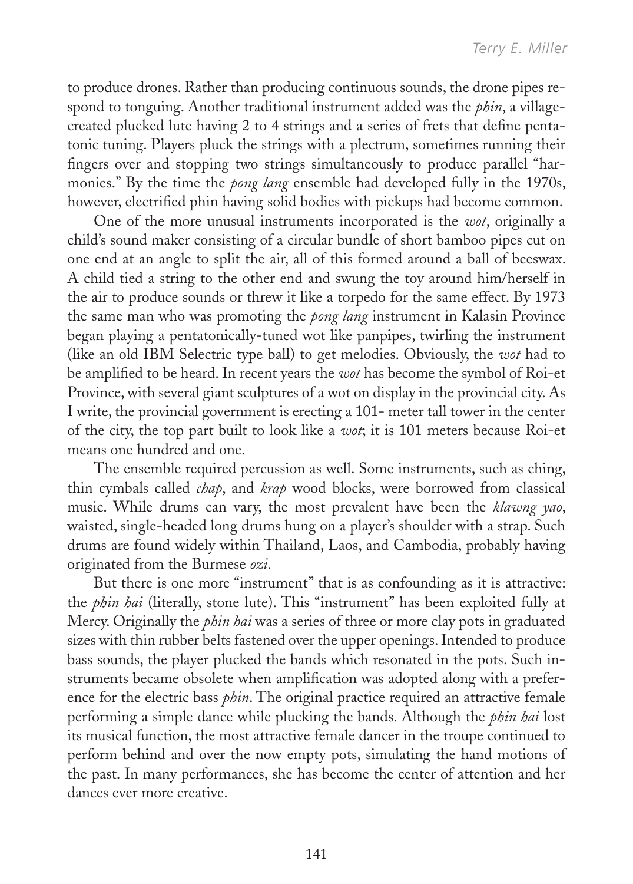to produce drones. Rather than producing continuous sounds, the drone pipes respond to tonguing. Another traditional instrument added was the *phin*, a village-created plucked lute having 2 to 4 strings and a series of frets that define pentatonic tuning. Players pluck the strings with a plectrum, sometimes running their fingers over and stopping two strings simultaneously to produce parallel "harmonies." By the time the *pong lang* ensemble had developed fully in the 1970s, however, electrified phin having solid bodies with pickups had become common.

One of the more unusual instruments incorporated is the *wot*, originally a child's sound maker consisting of a circular bundle of short bamboo pipes cut on one end at an angle to split the air, all of this formed around a ball of beeswax. A child tied a string to the other end and swung the toy around him/herself in the air to produce sounds or threw it like a torpedo for the same effect. By 1973 the same man who was promoting the *pong lang* instrument in Kalasin Province began playing a pentatonically-tuned wot like panpipes, twirling the instrument (like an old IBM Selectric type ball) to get melodies. Obviously, the *wot* had to be amplified to be heard. In recent years the *wot* has become the symbol of Roi-et Province, with several giant sculptures of a wot on display in the provincial city. As I write, the provincial government is erecting a 101- meter tall tower in the center of the city, the top part built to look like a *wot*; it is 101 meters because Roi-et means one hundred and one.

The ensemble required percussion as well. Some instruments, such as ching, thin cymbals called *chap*, and *krap* wood blocks, were borrowed from classical music. While drums can vary, the most prevalent have been the *klawng yao*, waisted, single-headed long drums hung on a player's shoulder with a strap. Such drums are found widely within Thailand, Laos, and Cambodia, probably having originated from the Burmese *ozi*.

But there is one more "instrument" that is as confounding as it is attractive: the *phin hai* (literally, stone lute). This "instrument" has been exploited fully at Mercy. Originally the *phin hai* was a series of three or more clay pots in graduated sizes with thin rubber belts fastened over the upper openings. Intended to produce bass sounds, the player plucked the bands which resonated in the pots. Such instruments became obsolete when amplification was adopted along with a preference for the electric bass *phin*. The original practice required an attractive female performing a simple dance while plucking the bands. Although the *phin hai* lost its musical function, the most attractive female dancer in the troupe continued to perform behind and over the now empty pots, simulating the hand motions of the past. In many performances, she has become the center of attention and her dances ever more creative.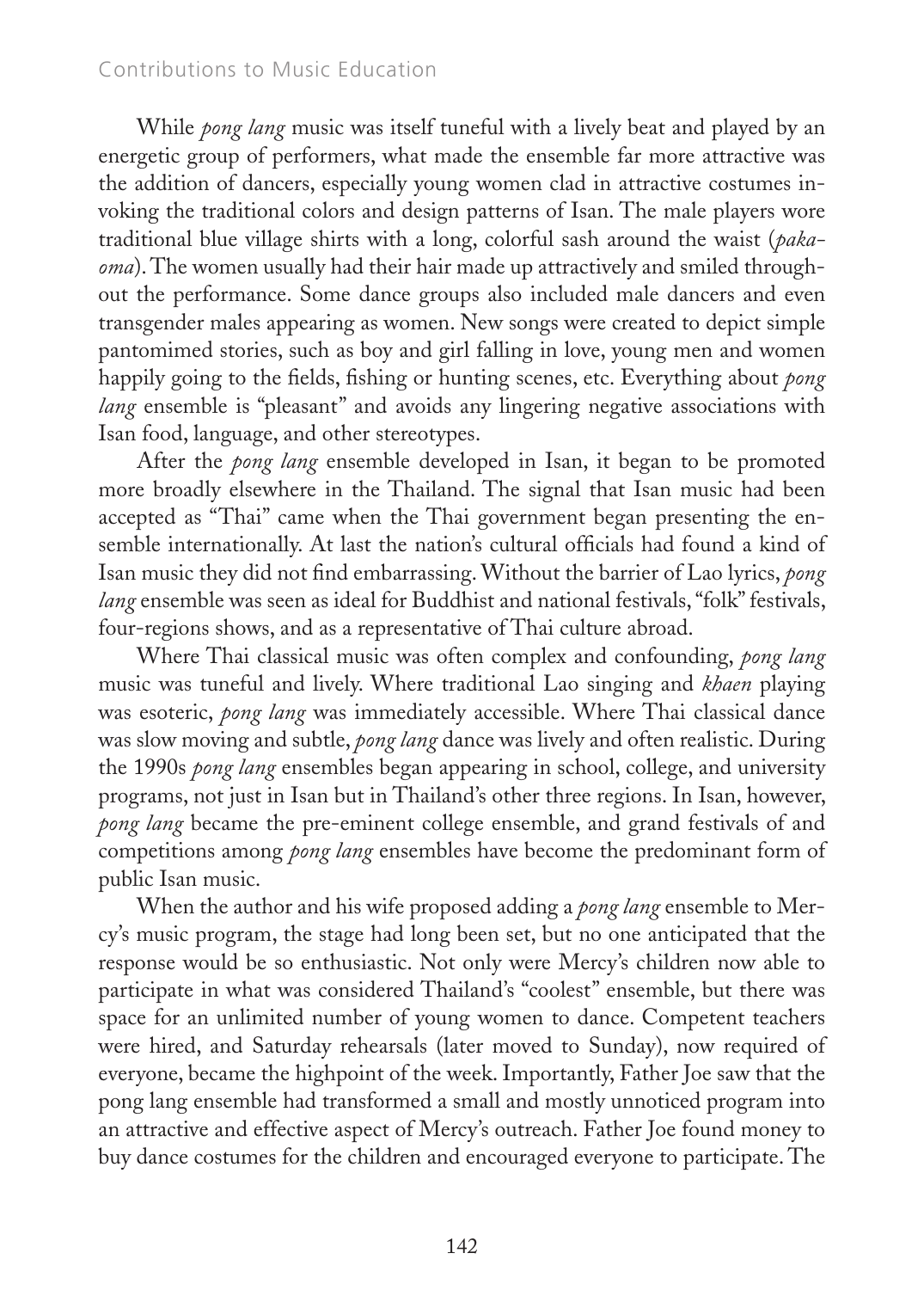While *pong lang* music was itself tuneful with a lively beat and played by an energetic group of performers, what made the ensemble far more attractive was the addition of dancers, especially young women clad in attractive costumes invoking the traditional colors and design patterns of Isan. The male players wore traditional blue village shirts with a long, colorful sash around the waist (*paka-oma*). The women usually had their hair made up attractively and smiled throughout the performance. Some dance groups also included male dancers and even transgender males appearing as women. New songs were created to depict simple pantomimed stories, such as boy and girl falling in love, young men and women happily going to the fields, fishing or hunting scenes, etc. Everything about *pong lang* ensemble is "pleasant" and avoids any lingering negative associations with Isan food, language, and other stereotypes.

After the *pong lang* ensemble developed in Isan, it began to be promoted more broadly elsewhere in the Thailand. The signal that Isan music had been accepted as "Thai" came when the Thai government began presenting the ensemble internationally. At last the nation's cultural officials had found a kind of Isan music they did not find embarrassing. Without the barrier of Lao lyrics, *pong lang* ensemble was seen as ideal for Buddhist and national festivals, "folk" festivals, four-regions shows, and as a representative of Thai culture abroad.

Where Thai classical music was often complex and confounding, *pong lang* music was tuneful and lively. Where traditional Lao singing and *khaen* playing was esoteric, *pong lang* was immediately accessible. Where Thai classical dance was slow moving and subtle, *pong lang* dance was lively and often realistic. During the 1990s *pong lang* ensembles began appearing in school, college, and university programs, not just in Isan but in Thailand's other three regions. In Isan, however, *pong lang* became the pre-eminent college ensemble, and grand festivals of and competitions among *pong lang* ensembles have become the predominant form of public Isan music.

When the author and his wife proposed adding a *pong lang* ensemble to Mercy's music program, the stage had long been set, but no one anticipated that the response would be so enthusiastic. Not only were Mercy's children now able to participate in what was considered Thailand's "coolest" ensemble, but there was space for an unlimited number of young women to dance. Competent teachers were hired, and Saturday rehearsals (later moved to Sunday), now required of everyone, became the highpoint of the week. Importantly, Father Joe saw that the pong lang ensemble had transformed a small and mostly unnoticed program into an attractive and effective aspect of Mercy's outreach. Father Joe found money to buy dance costumes for the children and encouraged everyone to participate. The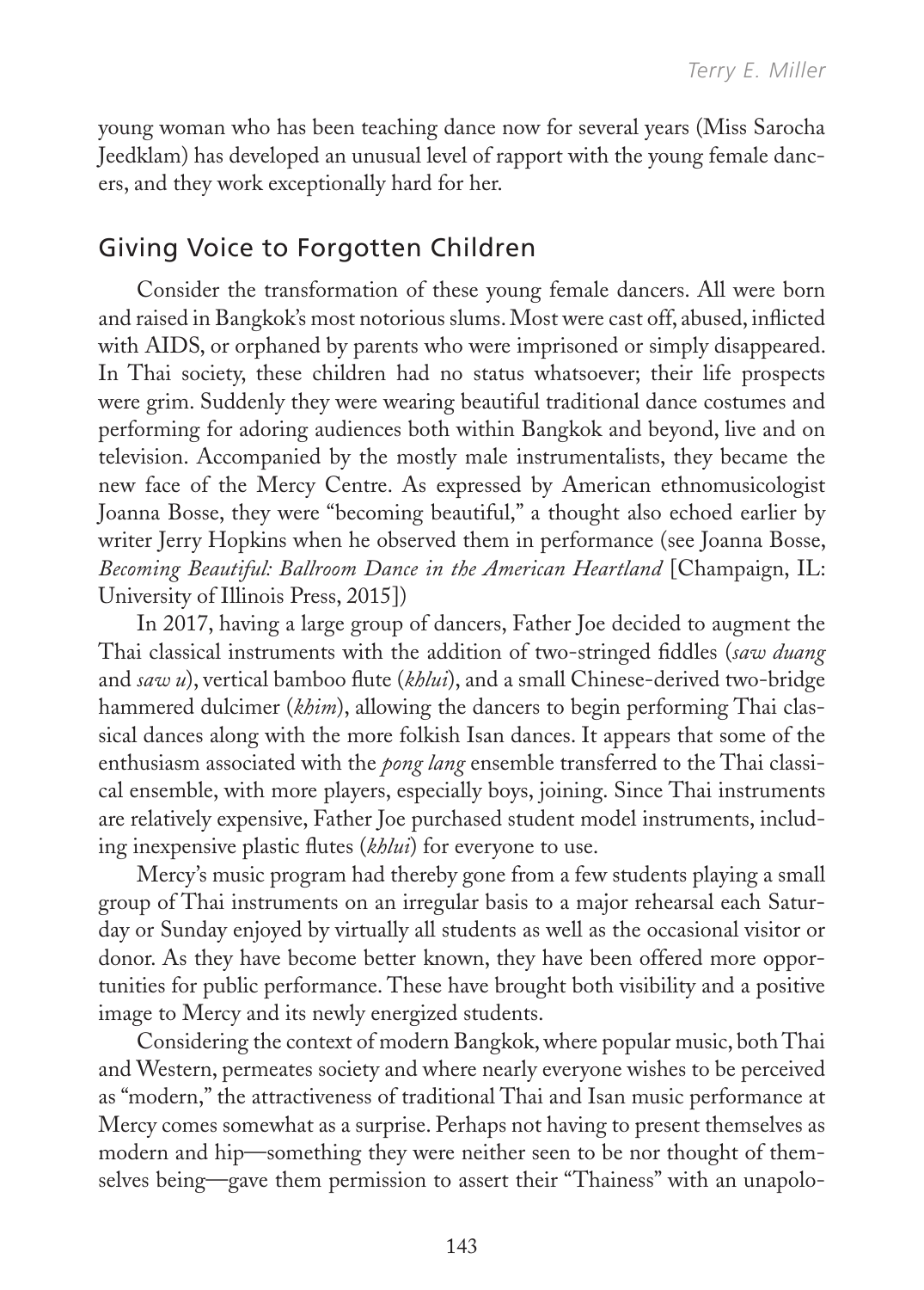young woman who has been teaching dance now for several years (Miss Sarocha Jeedklam) has developed an unusual level of rapport with the young female dancers, and they work exceptionally hard for her.

## Giving Voice to Forgotten Children

Consider the transformation of these young female dancers. All were born and raised in Bangkok's most notorious slums. Most were cast off, abused, inflicted with AIDS, or orphaned by parents who were imprisoned or simply disappeared. In Thai society, these children had no status whatsoever; their life prospects were grim. Suddenly they were wearing beautiful traditional dance costumes and performing for adoring audiences both within Bangkok and beyond, live and on television. Accompanied by the mostly male instrumentalists, they became the new face of the Mercy Centre. As expressed by American ethnomusicologist Joanna Bosse, they were "becoming beautiful," a thought also echoed earlier by writer Jerry Hopkins when he observed them in performance (see Joanna Bosse, *Becoming Beautiful: Ballroom Dance in the American Heartland* [Champaign, IL: University of Illinois Press, 2015])

In 2017, having a large group of dancers, Father Joe decided to augment the Thai classical instruments with the addition of two-stringed fiddles (*saw duang* and *saw u*), vertical bamboo flute (*khlui*), and a small Chinese-derived two-bridge hammered dulcimer (*khim*), allowing the dancers to begin performing Thai classical dances along with the more folkish Isan dances. It appears that some of the enthusiasm associated with the *pong lang* ensemble transferred to the Thai classical ensemble, with more players, especially boys, joining. Since Thai instruments are relatively expensive, Father Joe purchased student model instruments, including inexpensive plastic flutes (*khlui*) for everyone to use.

Mercy's music program had thereby gone from a few students playing a small group of Thai instruments on an irregular basis to a major rehearsal each Saturday or Sunday enjoyed by virtually all students as well as the occasional visitor or donor. As they have become better known, they have been offered more opportunities for public performance. These have brought both visibility and a positive image to Mercy and its newly energized students.

Considering the context of modern Bangkok, where popular music, both Thai and Western, permeates society and where nearly everyone wishes to be perceived as "modern," the attractiveness of traditional Thai and Isan music performance at Mercy comes somewhat as a surprise. Perhaps not having to present themselves as modern and hip—something they were neither seen to be nor thought of themselves being—gave them permission to assert their "Thainess" with an unapolo-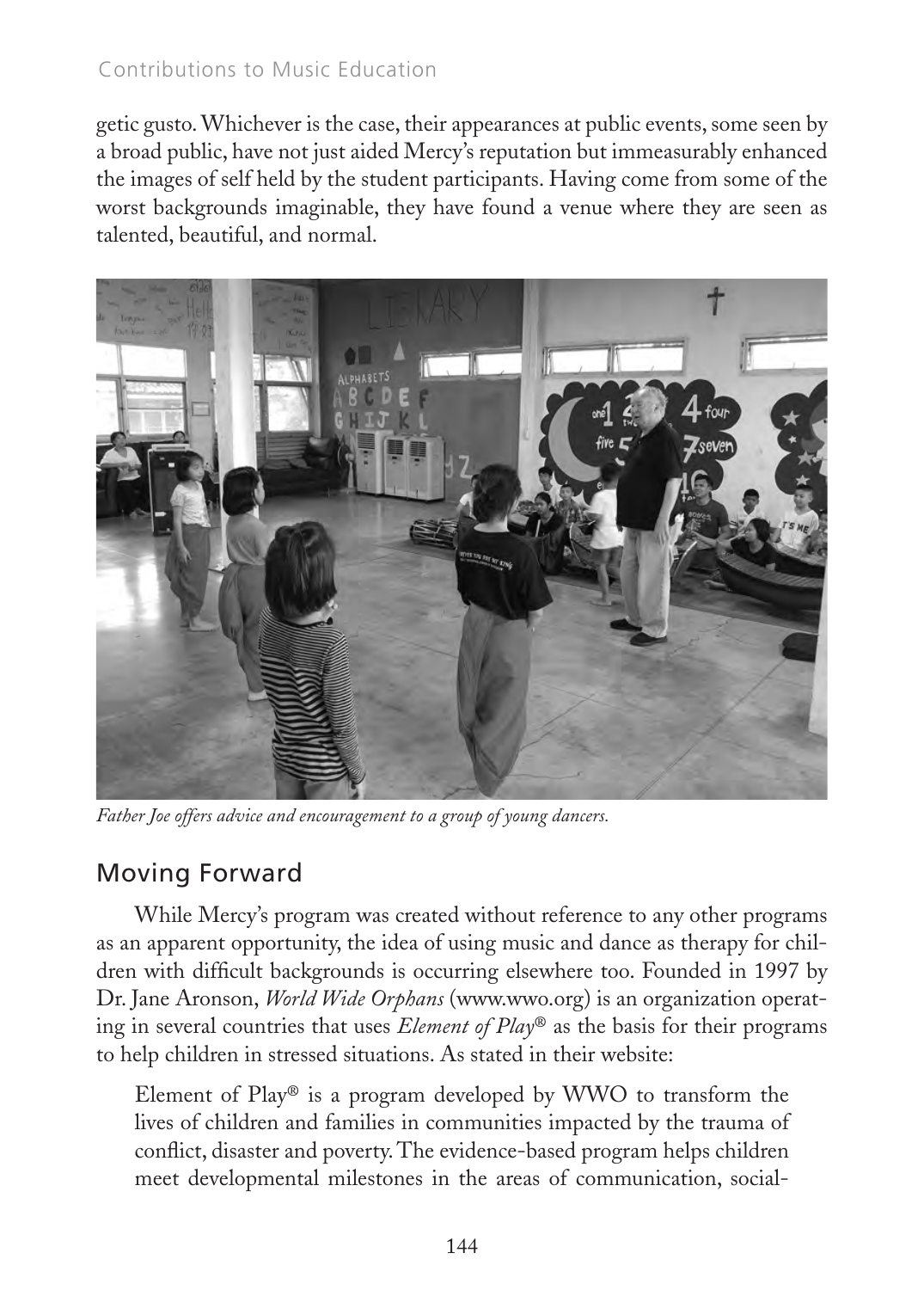getic gusto. Whichever is the case, their appearances at public events, some seen by a broad public, have not just aided Mercy's reputation but immeasurably enhanced the images of self held by the student participants. Having come from some of the worst backgrounds imaginable, they have found a venue where they are seen as talented, beautiful, and normal.

*Father Joe offers advice and encouragement to a group of young dancers.*

## Moving Forward

While Mercy's program was created without reference to any other programs as an apparent opportunity, the idea of using music and dance as therapy for children with difficult backgrounds is occurring elsewhere too. Founded in 1997 by Dr. Jane Aronson, *World Wide Orphans* (www.wwo.org) is an organization operating in several countries that uses *Element of Play*® as the basis for their programs to help children in stressed situations. As stated in their website:

> Element of Play® is a program developed by WWO to transform the lives of children and families in communities impacted by the trauma of conflict, disaster and poverty. The evidence-based program helps children meet developmental milestones in the areas of communication, social-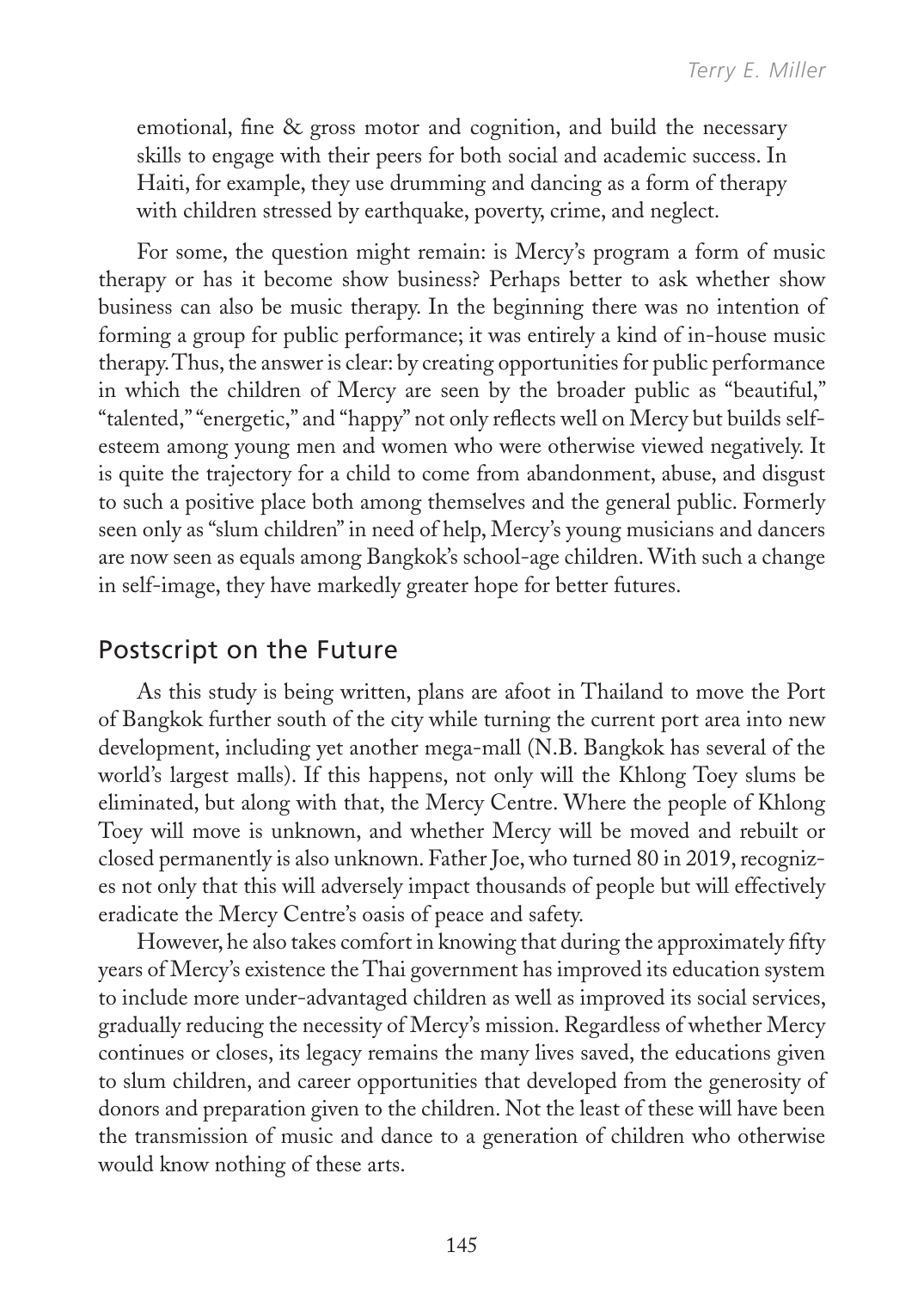emotional, fine & gross motor and cognition, and build the necessary skills to engage with their peers for both social and academic success. In Haiti, for example, they use drumming and dancing as a form of therapy with children stressed by earthquake, poverty, crime, and neglect.

For some, the question might remain: is Mercy's program a form of music therapy or has it become show business? Perhaps better to ask whether show business can also be music therapy. In the beginning there was no intention of forming a group for public performance; it was entirely a kind of in-house music therapy. Thus, the answer is clear: by creating opportunities for public performance in which the children of Mercy are seen by the broader public as "beautiful," "talented," "energetic," and "happy" not only reflects well on Mercy but builds self-esteem among young men and women who were otherwise viewed negatively. It is quite the trajectory for a child to come from abandonment, abuse, and disgust to such a positive place both among themselves and the general public. Formerly seen only as "slum children" in need of help, Mercy's young musicians and dancers are now seen as equals among Bangkok's school-age children. With such a change in self-image, they have markedly greater hope for better futures.

## Postscript on the Future

As this study is being written, plans are afoot in Thailand to move the Port of Bangkok further south of the city while turning the current port area into new development, including yet another mega-mall (N.B. Bangkok has several of the world's largest malls). If this happens, not only will the Khlong Toey slums be eliminated, but along with that, the Mercy Centre. Where the people of Khlong Toey will move is unknown, and whether Mercy will be moved and rebuilt or closed permanently is also unknown. Father Joe, who turned 80 in 2019, recognizes not only that this will adversely impact thousands of people but will effectively eradicate the Mercy Centre's oasis of peace and safety.

However, he also takes comfort in knowing that during the approximately fifty years of Mercy's existence the Thai government has improved its education system to include more under-advantaged children as well as improved its social services, gradually reducing the necessity of Mercy's mission. Regardless of whether Mercy continues or closes, its legacy remains the many lives saved, the educations given to slum children, and career opportunities that developed from the generosity of donors and preparation given to the children. Not the least of these will have been the transmission of music and dance to a generation of children who otherwise would know nothing of these arts.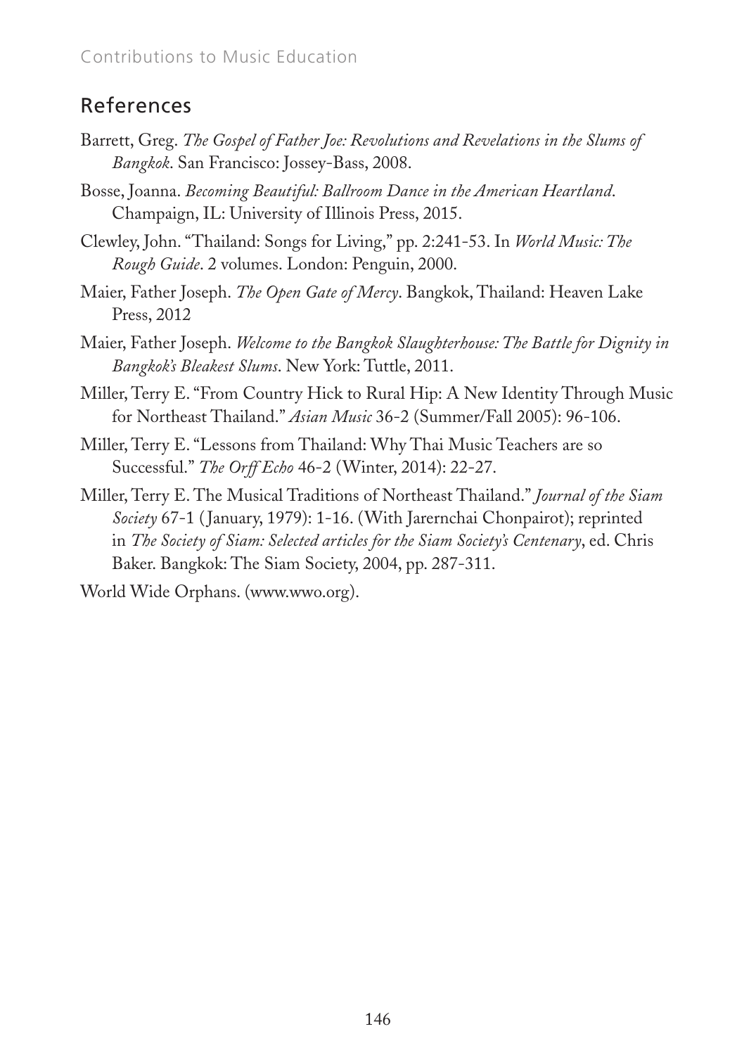## References

Barrett, Greg. *The Gospel of Father Joe: Revolutions and Revelations in the Slums of Bangkok.* San Francisco: Jossey-Bass, 2008.

Bosse, Joanna. *Becoming Beautiful: Ballroom Dance in the American Heartland*. Champaign, IL: University of Illinois Press, 2015.

Clewley, John. "Thailand: Songs for Living," pp. 2:241-53. In *World Music: The Rough Guide*. 2 volumes. London: Penguin, 2000.

Maier, Father Joseph. *The Open Gate of Mercy*. Bangkok, Thailand: Heaven Lake Press, 2012

Maier, Father Joseph. *Welcome to the Bangkok Slaughterhouse: The Battle for Dignity in Bangkok's Bleakest Slums*. New York: Tuttle, 2011.

Miller, Terry E. "From Country Hick to Rural Hip: A New Identity Through Music for Northeast Thailand." *Asian Music* 36-2 (Summer/Fall 2005): 96-106.

Miller, Terry E. "Lessons from Thailand: Why Thai Music Teachers are so Successful." *The Orff Echo* 46-2 (Winter, 2014): 22-27.

Miller, Terry E. The Musical Traditions of Northeast Thailand." *Journal of the Siam Society* 67-1 (January, 1979): 1-16. (With Jarernchai Chonpairot); reprinted in *The Society of Siam: Selected articles for the Siam Society's Centenary*, ed. Chris Baker. Bangkok: The Siam Society, 2004, pp. 287-311.

World Wide Orphans. (www.wwo.org).